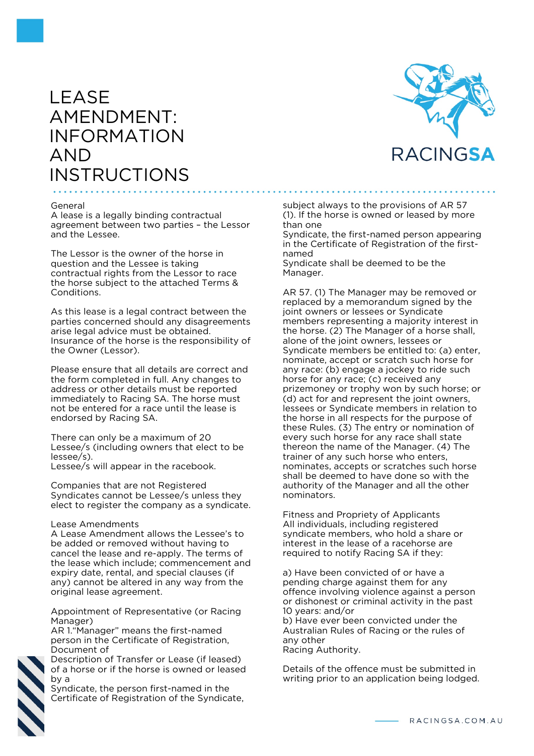# LEASE AMENDMENT: INFORMATION AND INSTRUCTIONS

RACINGSA

## General

A lease is a legally binding contractual agreement between two parties – the Lessor and the Lessee.

The Lessor is the owner of the horse in question and the Lessee is taking contractual rights from the Lessor to race the horse subject to the attached Terms & Conditions.

As this lease is a legal contract between the parties concerned should any disagreements arise legal advice must be obtained. Insurance of the horse is the responsibility of the Owner (Lessor).

Please ensure that all details are correct and the form completed in full. Any changes to address or other details must be reported immediately to Racing SA. The horse must not be entered for a race until the lease is endorsed by Racing SA.

There can only be a maximum of 20 Lessee/s (including owners that elect to be lessee/s).
Lessee/s will appear in the racebook.

Companies that are not Registered Syndicates cannot be Lessee/s unless they elect to register the company as a syndicate.

## Lease Amendments

A Lease Amendment allows the Lessee's to be added or removed without having to cancel the lease and re-apply. The terms of the lease which include; commencement and expiry date, rental, and special clauses (if any) cannot be altered in any way from the original lease agreement.

## Appointment of Representative (or Racing Manager)

AR 1."Manager" means the first-named person in the Certificate of Registration, Document of Description of Transfer or Lease (if leased) of a horse or if the horse is owned or leased by a Syndicate, the person first-named in the Certificate of Registration of the Syndicate, subject always to the provisions of AR 57 (1). If the horse is owned or leased by more than one Syndicate, the first-named person appearing in the Certificate of Registration of the first-named Syndicate shall be deemed to be the Manager.

AR 57. (1) The Manager may be removed or replaced by a memorandum signed by the joint owners or lessees or Syndicate members representing a majority interest in the horse. (2) The Manager of a horse shall, alone of the joint owners, lessees or Syndicate members be entitled to: (a) enter, nominate, accept or scratch such horse for any race: (b) engage a jockey to ride such horse for any race; (c) received any prizemoney or trophy won by such horse; or (d) act for and represent the joint owners, lessees or Syndicate members in relation to the horse in all respects for the purpose of these Rules. (3) The entry or nomination of every such horse for any race shall state thereon the name of the Manager. (4) The trainer of any such horse who enters, nominates, accepts or scratches such horse shall be deemed to have done so with the authority of the Manager and all the other nominators.

## Fitness and Propriety of Applicants

All individuals, including registered syndicate members, who hold a share or interest in the lease of a racehorse are required to notify Racing SA if they:

a) Have been convicted of or have a pending charge against them for any offence involving violence against a person or dishonest or criminal activity in the past 10 years: and/or
b) Have ever been convicted under the Australian Rules of Racing or the rules of any other Racing Authority.

Details of the offence must be submitted in writing prior to an application being lodged.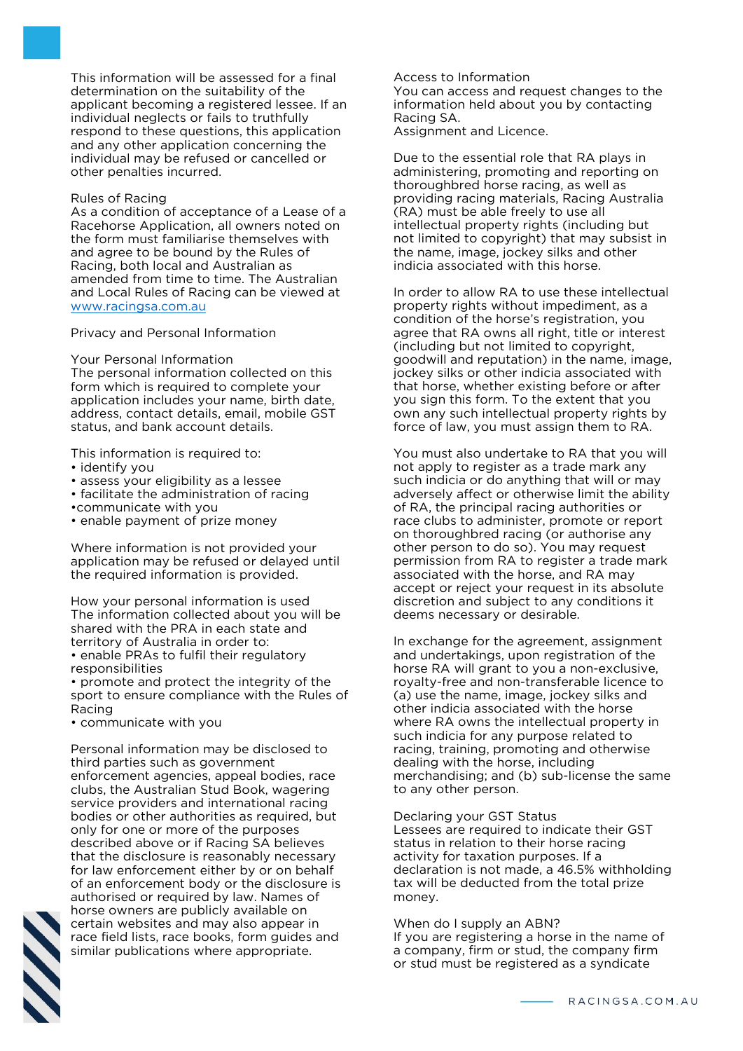This information will be assessed for a final determination on the suitability of the applicant becoming a registered lessee. If an individual neglects or fails to truthfully respond to these questions, this application and any other application concerning the individual may be refused or cancelled or other penalties incurred.

## Rules of Racing

As a condition of acceptance of a Lease of a Racehorse Application, all owners noted on the form must familiarise themselves with and agree to be bound by the Rules of Racing, both local and Australian as amended from time to time. The Australian and Local Rules of Racing can be viewed at [www.racingsa.com.au](http://www.racingsa.com.au)

## Privacy and Personal Information

### Your Personal Information

The personal information collected on this form which is required to complete your application includes your name, birth date, address, contact details, email, mobile GST status, and bank account details.

This information is required to:

- identify you
- assess your eligibility as a lessee
- facilitate the administration of racing
- communicate with you
- enable payment of prize money

Where information is not provided your application may be refused or delayed until the required information is provided.

### How your personal information is used

The information collected about you will be shared with the PRA in each state and territory of Australia in order to:

- enable PRAs to fulfil their regulatory responsibilities
- promote and protect the integrity of the sport to ensure compliance with the Rules of Racing
- communicate with you

Personal information may be disclosed to third parties such as government enforcement agencies, appeal bodies, race clubs, the Australian Stud Book, wagering service providers and international racing bodies or other authorities as required, but only for one or more of the purposes described above or if Racing SA believes that the disclosure is reasonably necessary for law enforcement either by or on behalf of an enforcement body or the disclosure is authorised or required by law. Names of horse owners are publicly available on certain websites and may also appear in race field lists, race books, form guides and similar publications where appropriate.

### Access to Information

You can access and request changes to the information held about you by contacting Racing SA.

## Assignment and Licence.

Due to the essential role that RA plays in administering, promoting and reporting on thoroughbred horse racing, as well as providing racing materials, Racing Australia (RA) must be able freely to use all intellectual property rights (including but not limited to copyright) that may subsist in the name, image, jockey silks and other indicia associated with this horse.

In order to allow RA to use these intellectual property rights without impediment, as a condition of the horse's registration, you agree that RA owns all right, title or interest (including but not limited to copyright, goodwill and reputation) in the name, image, jockey silks or other indicia associated with that horse, whether existing before or after you sign this form. To the extent that you own any such intellectual property rights by force of law, you must assign them to RA.

You must also undertake to RA that you will not apply to register as a trade mark any such indicia or do anything that will or may adversely affect or otherwise limit the ability of RA, the principal racing authorities or race clubs to administer, promote or report on thoroughbred racing (or authorise any other person to do so). You may request permission from RA to register a trade mark associated with the horse, and RA may accept or reject your request in its absolute discretion and subject to any conditions it deems necessary or desirable.

In exchange for the agreement, assignment and undertakings, upon registration of the horse RA will grant to you a non-exclusive, royalty-free and non-transferable licence to (a) use the name, image, jockey silks and other indicia associated with the horse where RA owns the intellectual property in such indicia for any purpose related to racing, training, promoting and otherwise dealing with the horse, including merchandising; and (b) sub-license the same to any other person.

## Declaring your GST Status

Lessees are required to indicate their GST status in relation to their horse racing activity for taxation purposes. If a declaration is not made, a 46.5% withholding tax will be deducted from the total prize money.

## When do I supply an ABN?

If you are registering a horse in the name of a company, firm or stud, the company firm or stud must be registered as a syndicate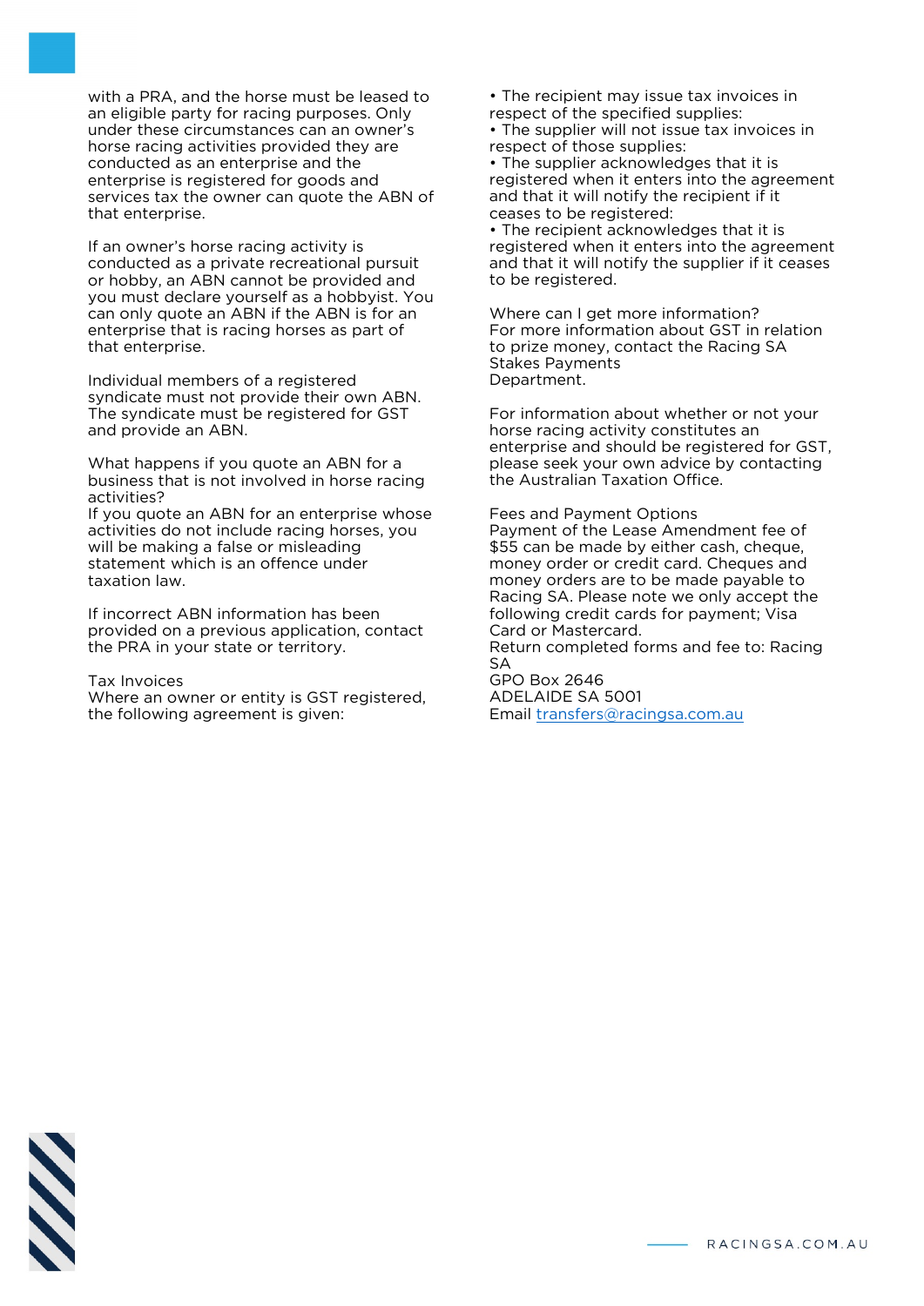with a PRA, and the horse must be leased to an eligible party for racing purposes. Only under these circumstances can an owner's horse racing activities provided they are conducted as an enterprise and the enterprise is registered for goods and services tax the owner can quote the ABN of that enterprise.

If an owner's horse racing activity is conducted as a private recreational pursuit or hobby, an ABN cannot be provided and you must declare yourself as a hobbyist. You can only quote an ABN if the ABN is for an enterprise that is racing horses as part of that enterprise.

Individual members of a registered syndicate must not provide their own ABN. The syndicate must be registered for GST and provide an ABN.

## What happens if you quote an ABN for a business that is not involved in horse racing activities?

If you quote an ABN for an enterprise whose activities do not include racing horses, you will be making a false or misleading statement which is an offence under taxation law.

If incorrect ABN information has been provided on a previous application, contact the PRA in your state or territory.

## Tax Invoices

Where an owner or entity is GST registered, the following agreement is given:

- The recipient may issue tax invoices in respect of the specified supplies:
- The supplier will not issue tax invoices in respect of those supplies:
- The supplier acknowledges that it is registered when it enters into the agreement and that it will notify the recipient if it ceases to be registered:
- The recipient acknowledges that it is registered when it enters into the agreement and that it will notify the supplier if it ceases to be registered.

## Where can I get more information?

For more information about GST in relation to prize money, contact the Racing SA Stakes Payments Department.

For information about whether or not your horse racing activity constitutes an enterprise and should be registered for GST, please seek your own advice by contacting the Australian Taxation Office.

## Fees and Payment Options

Payment of the Lease Amendment fee of $55 can be made by either cash, cheque, money order or credit card. Cheques and money orders are to be made payable to Racing SA. Please note we only accept the following credit cards for payment; Visa Card or Mastercard.

Return completed forms and fee to: Racing SA
GPO Box 2646
ADELAIDE SA 5001
Email transfers@racingsa.com.au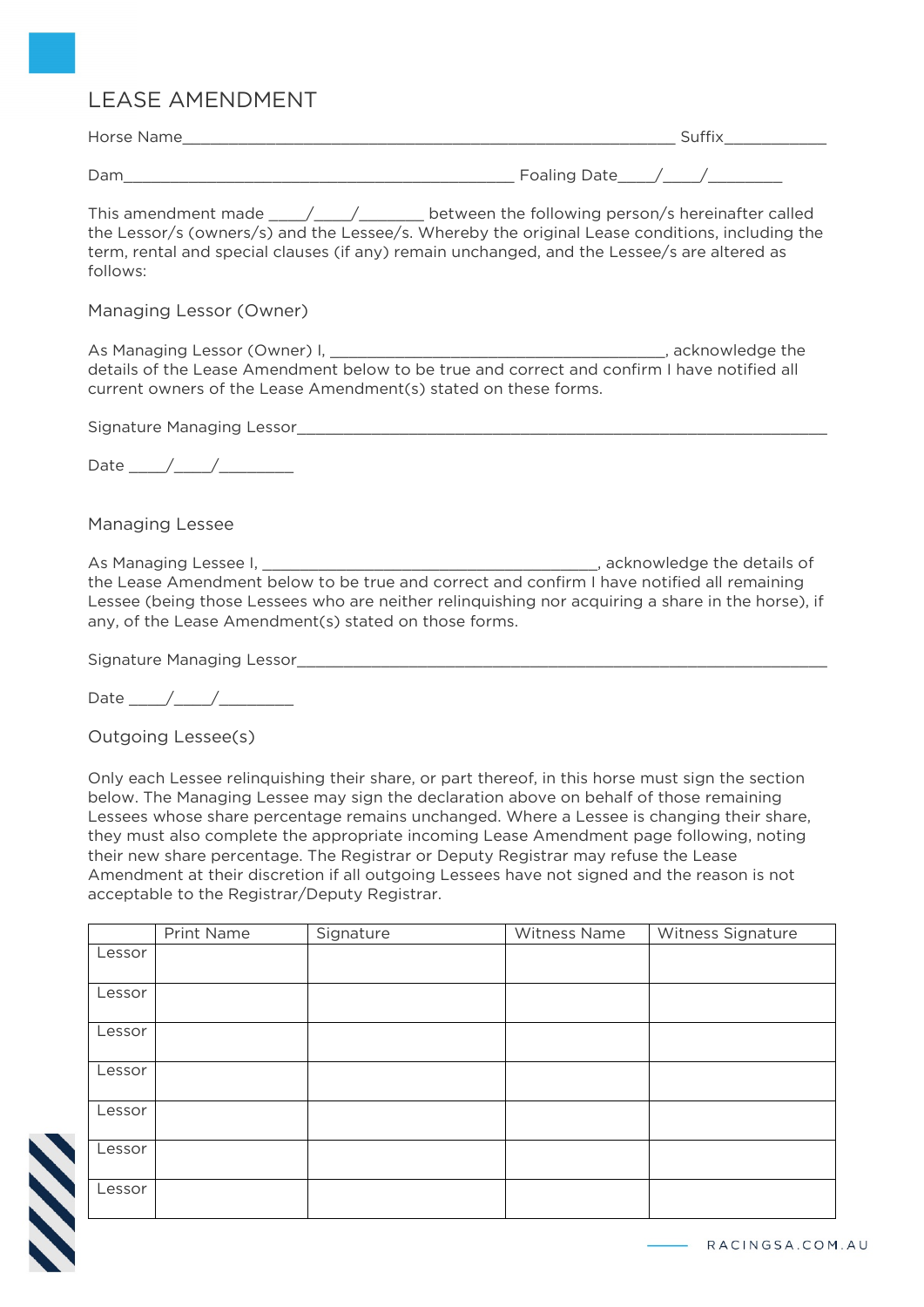# LEASE AMENDMENT

Horse Name_______________________________________________________ Suffix___________

Dam_____________________________________________ Foaling Date____/____/_________

This amendment made ____/____/_______ between the following person/s hereinafter called the Lessor/s (owners/s) and the Lessee/s. Whereby the original Lease conditions, including the term, rental and special clauses (if any) remain unchanged, and the Lessee/s are altered as follows:

## Managing Lessor (Owner)

As Managing Lessor (Owner) I, _______________________________________, acknowledge the details of the Lease Amendment below to be true and correct and confirm I have notified all current owners of the Lease Amendment(s) stated on these forms.

Signature Managing Lessor_______________________________________________________________

Date ____/____/_________

## Managing Lessee

As Managing Lessee I, _______________________________________, acknowledge the details of the Lease Amendment below to be true and correct and confirm I have notified all remaining Lessee (being those Lessees who are neither relinquishing nor acquiring a share in the horse), if any, of the Lease Amendment(s) stated on those forms.

Signature Managing Lessor_______________________________________________________________

Date ____/____/_________

## Outgoing Lessee(s)

Only each Lessee relinquishing their share, or part thereof, in this horse must sign the section below. The Managing Lessee may sign the declaration above on behalf of those remaining Lessees whose share percentage remains unchanged. Where a Lessee is changing their share, they must also complete the appropriate incoming Lease Amendment page following, noting their new share percentage. The Registrar or Deputy Registrar may refuse the Lease Amendment at their discretion if all outgoing Lessees have not signed and the reason is not acceptable to the Registrar/Deputy Registrar.

| | Print Name | Signature | Witness Name | Witness Signature |
|---|---|---|---|---|
| Lessor | | | | |
| Lessor | | | | |
| Lessor | | | | |
| Lessor | | | | |
| Lessor | | | | |
| Lessor | | | | |
| Lessor | | | | |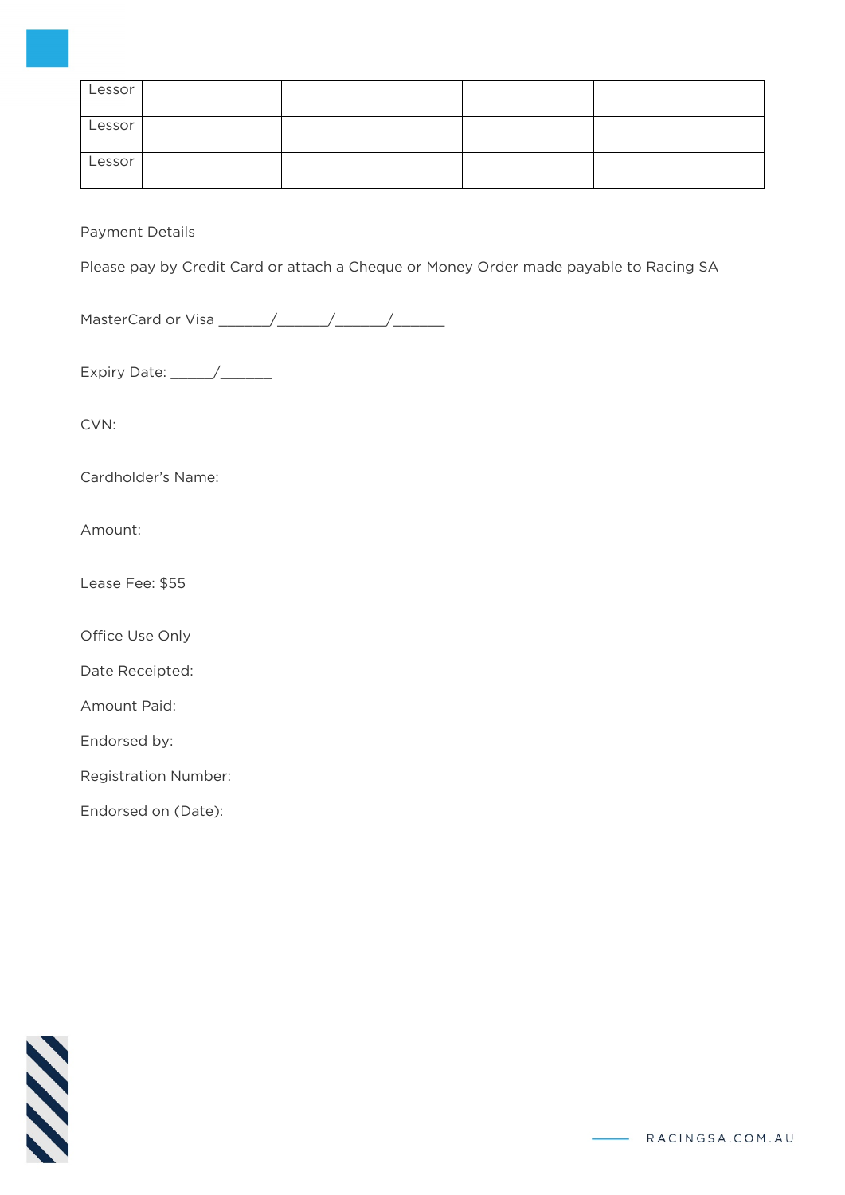| Lessor | | | | |
|---|---|---|---|---|
| Lessor | | | | |
| Lessor | | | | |

Payment Details

Please pay by Credit Card or attach a Cheque or Money Order made payable to Racing SA

MasterCard or Visa ______/______/______/______

Expiry Date: _____/______

CVN:

Cardholder's Name:

Amount:

Lease Fee: $55

Office Use Only

Date Receipted:

Amount Paid:

Endorsed by:

Registration Number:

Endorsed on (Date):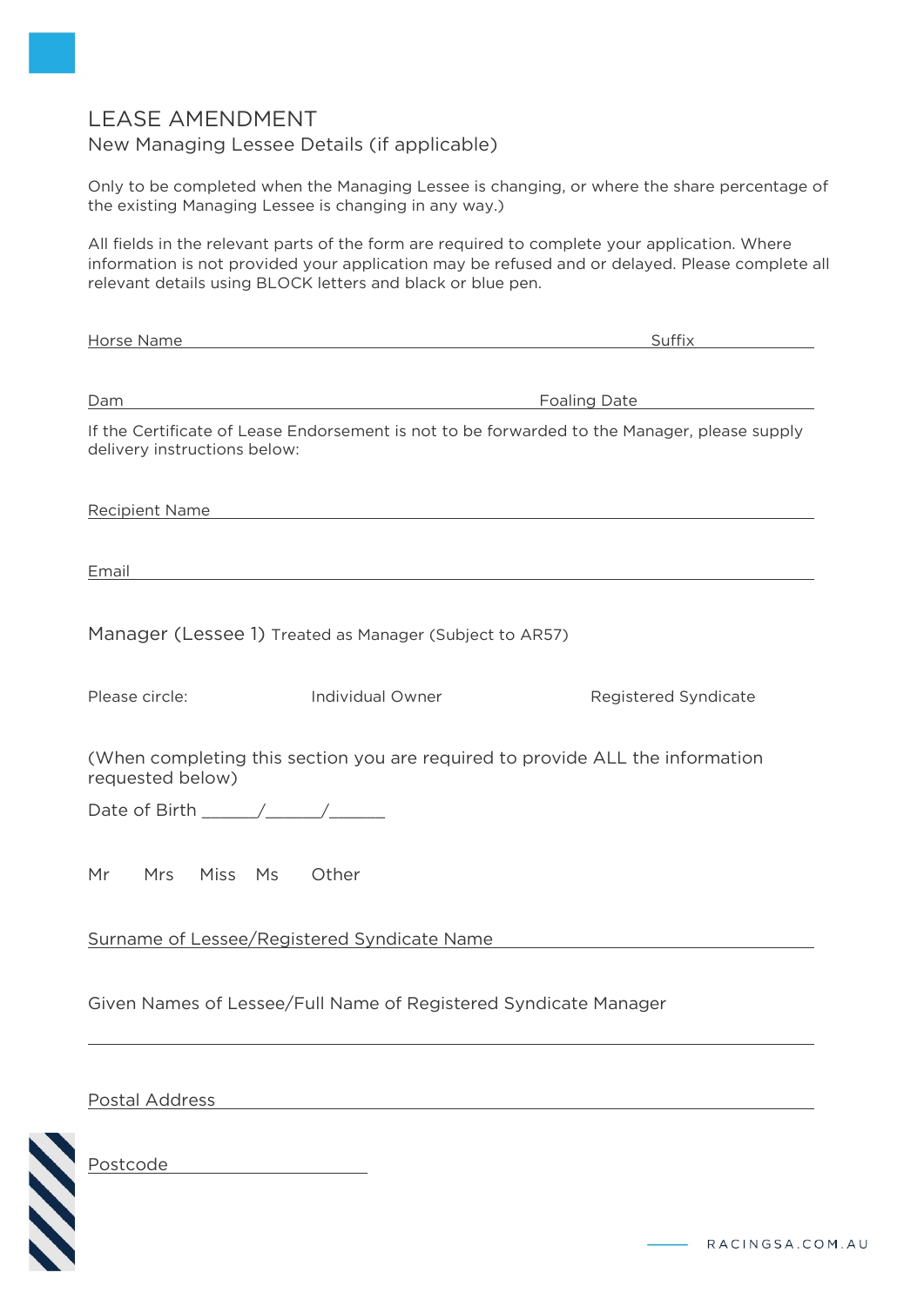# LEASE AMENDMENT

## New Managing Lessee Details (if applicable)

Only to be completed when the Managing Lessee is changing, or where the share percentage of the existing Managing Lessee is changing in any way.)

All fields in the relevant parts of the form are required to complete your application. Where information is not provided your application may be refused and or delayed. Please complete all relevant details using BLOCK letters and black or blue pen.

Horse Name ______________________________ Suffix ____________

Dam ______________________________ Foaling Date ____________

If the Certificate of Lease Endorsement is not to be forwarded to the Manager, please supply delivery instructions below:

Recipient Name ______________________________

Email ______________________________

## Manager (Lessee 1) Treated as Manager (Subject to AR57)

Please circle: Individual Owner Registered Syndicate

(When completing this section you are required to provide ALL the information requested below)

Date of Birth ______/______/______

Mr Mrs Miss Ms Other

Surname of Lessee/Registered Syndicate Name ______________________________

Given Names of Lessee/Full Name of Registered Syndicate Manager

______________________________

Postal Address ______________________________

Postcode ____________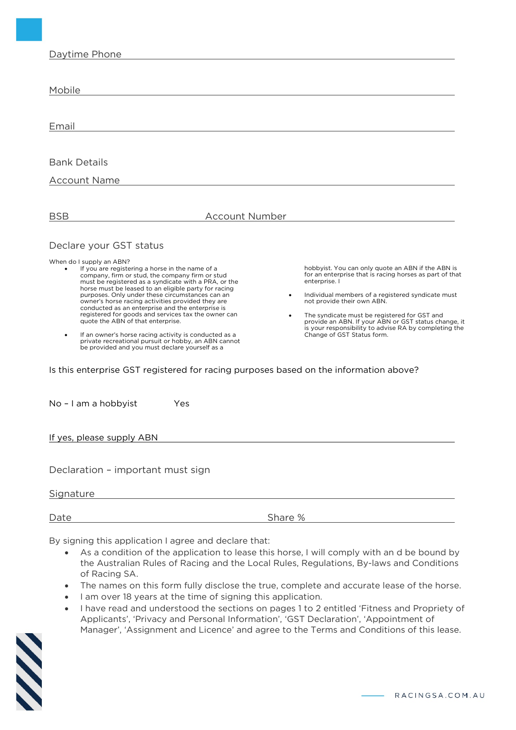Daytime Phone

Mobile

Email

Bank Details

Account Name

BSB                                        Account Number

## Declare your GST status

When do I supply an ABN?

- If you are registering a horse in the name of a company, firm or stud, the company firm or stud must be registered as a syndicate with a PRA, or the horse must be leased to an eligible party for racing purposes. Only under these circumstances can an owner's horse racing activities provided they are conducted as an enterprise and the enterprise is registered for goods and services tax the owner can quote the ABN of that enterprise.
- If an owner's horse racing activity is conducted as a private recreational pursuit or hobby, an ABN cannot be provided and you must declare yourself as a hobbyist. You can only quote an ABN if the ABN is for an enterprise that is racing horses as part of that enterprise. I
- Individual members of a registered syndicate must not provide their own ABN.
- The syndicate must be registered for GST and provide an ABN. If your ABN or GST status change, it is your responsibility to advise RA by completing the Change of GST Status form.

Is this enterprise GST registered for racing purposes based on the information above?

No – I am a hobbyist          Yes

If yes, please supply ABN

## Declaration – important must sign

Signature

Date                                        Share %

By signing this application I agree and declare that:

- As a condition of the application to lease this horse, I will comply with an d be bound by the Australian Rules of Racing and the Local Rules, Regulations, By-laws and Conditions of Racing SA.
- The names on this form fully disclose the true, complete and accurate lease of the horse.
- I am over 18 years at the time of signing this application.
- I have read and understood the sections on pages 1 to 2 entitled 'Fitness and Propriety of Applicants', 'Privacy and Personal Information', 'GST Declaration', 'Appointment of Manager', 'Assignment and Licence' and agree to the Terms and Conditions of this lease.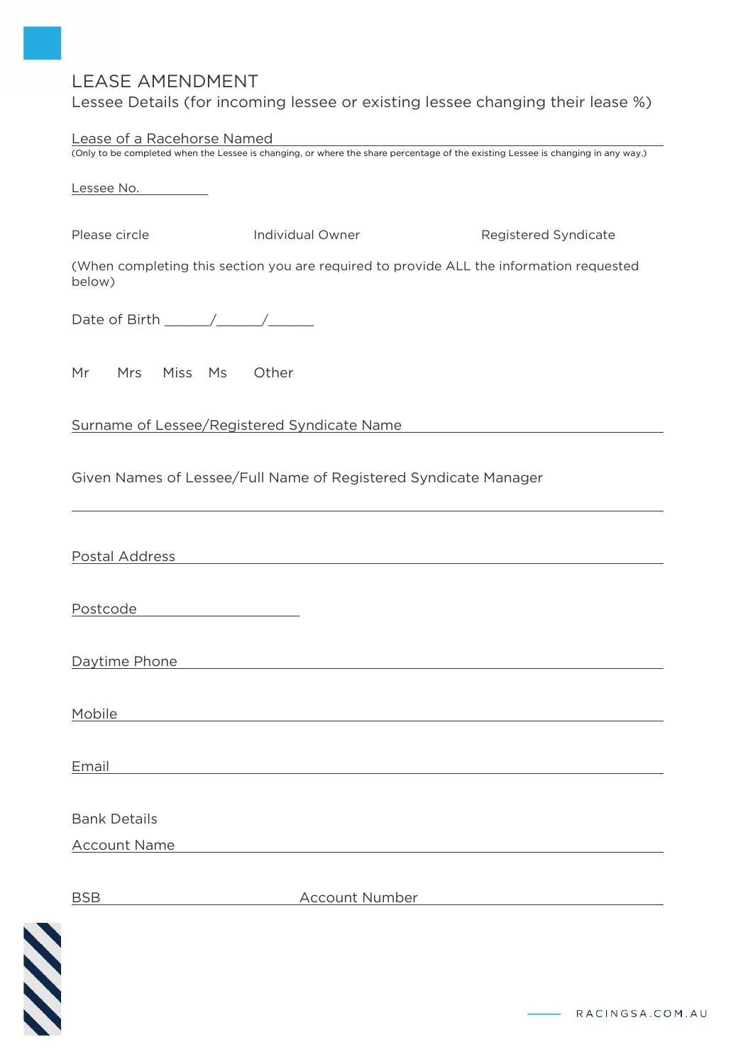# LEASE AMENDMENT

Lessee Details (for incoming lessee or existing lessee changing their lease %)

Lease of a Racehorse Named \_\_\_\_\_\_\_\_\_\_\_\_\_\_\_\_\_\_\_\_\_\_\_\_\_\_\_\_\_\_\_\_\_\_\_\_\_\_\_\_

(Only to be completed when the Lessee is changing, or where the share percentage of the existing Lessee is changing in any way.)

Lessee No. \_\_\_\_\_\_\_\_\_\_

Please circle    Individual Owner    Registered Syndicate

(When completing this section you are required to provide ALL the information requested below)

Date of Birth \_\_\_\_\_\_/\_\_\_\_\_\_/\_\_\_\_\_\_

Mr    Mrs    Miss    Ms    Other

Surname of Lessee/Registered Syndicate Name \_\_\_\_\_\_\_\_\_\_\_\_\_\_\_\_\_\_\_\_\_\_\_\_\_\_\_\_\_\_\_\_\_\_\_\_\_\_\_\_

Given Names of Lessee/Full Name of Registered Syndicate Manager

\_\_\_\_\_\_\_\_\_\_\_\_\_\_\_\_\_\_\_\_\_\_\_\_\_\_\_\_\_\_\_\_\_\_\_\_\_\_\_\_\_\_\_\_\_\_\_\_\_\_\_\_\_\_\_\_\_\_\_\_\_\_\_\_\_\_\_\_\_\_\_\_\_\_\_\_\_\_

Postal Address \_\_\_\_\_\_\_\_\_\_\_\_\_\_\_\_\_\_\_\_\_\_\_\_\_\_\_\_\_\_\_\_\_\_\_\_\_\_\_\_\_\_\_\_\_\_\_\_\_\_\_\_\_\_\_\_\_\_\_\_\_\_\_\_

Postcode \_\_\_\_\_\_\_\_\_\_\_\_\_\_\_\_\_\_\_\_

Daytime Phone \_\_\_\_\_\_\_\_\_\_\_\_\_\_\_\_\_\_\_\_\_\_\_\_\_\_\_\_\_\_\_\_\_\_\_\_\_\_\_\_\_\_\_\_\_\_\_\_\_\_\_\_\_\_\_\_\_\_\_\_\_\_\_\_

Mobile \_\_\_\_\_\_\_\_\_\_\_\_\_\_\_\_\_\_\_\_\_\_\_\_\_\_\_\_\_\_\_\_\_\_\_\_\_\_\_\_\_\_\_\_\_\_\_\_\_\_\_\_\_\_\_\_\_\_\_\_\_\_\_\_\_\_\_\_\_\_

Email \_\_\_\_\_\_\_\_\_\_\_\_\_\_\_\_\_\_\_\_\_\_\_\_\_\_\_\_\_\_\_\_\_\_\_\_\_\_\_\_\_\_\_\_\_\_\_\_\_\_\_\_\_\_\_\_\_\_\_\_\_\_\_\_\_\_\_\_\_\_\_

Bank Details

Account Name \_\_\_\_\_\_\_\_\_\_\_\_\_\_\_\_\_\_\_\_\_\_\_\_\_\_\_\_\_\_\_\_\_\_\_\_\_\_\_\_\_\_\_\_\_\_\_\_\_\_\_\_\_\_\_\_\_\_\_\_\_\_\_\_

BSB \_\_\_\_\_\_\_\_\_\_\_\_\_\_\_\_\_\_\_\_    Account Number \_\_\_\_\_\_\_\_\_\_\_\_\_\_\_\_\_\_\_\_\_\_\_\_\_\_\_\_\_\_\_\_\_\_\_\_

RACINGSA.COM.AU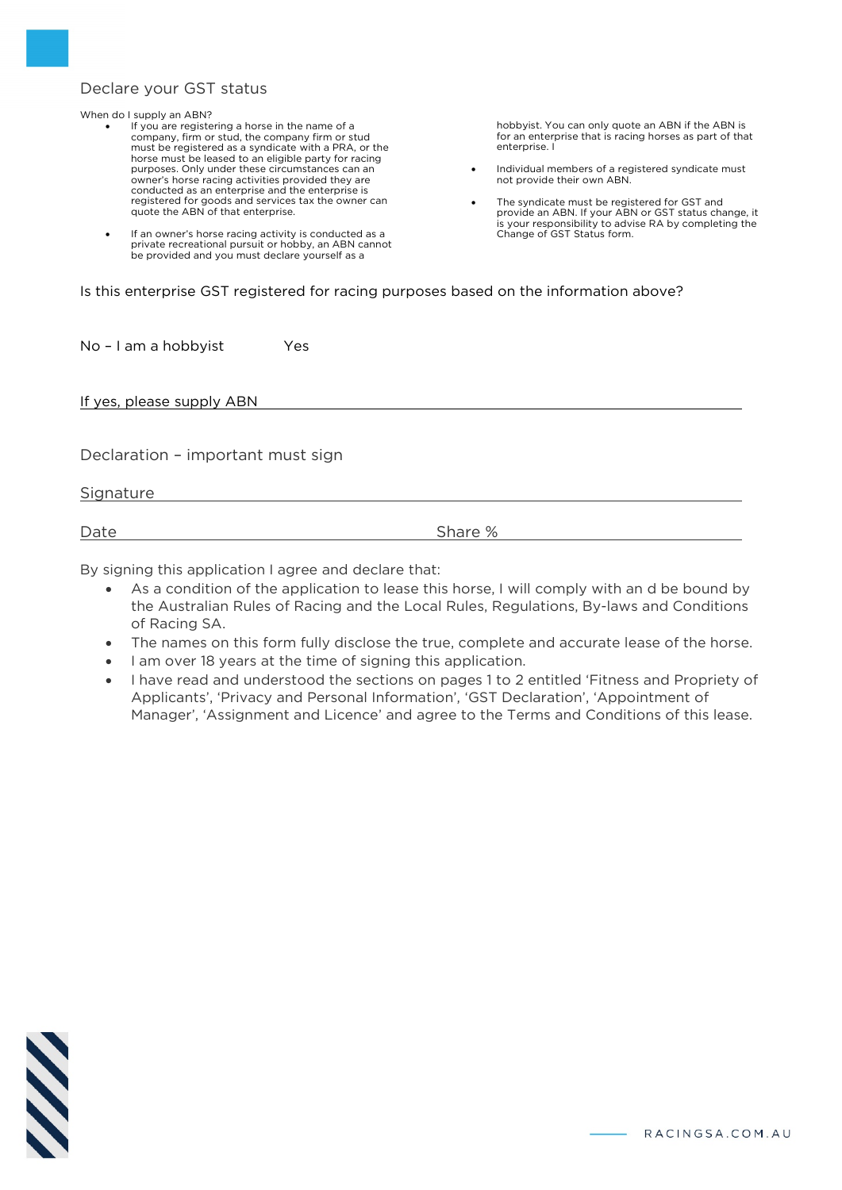## Declare your GST status

When do I supply an ABN?

- If you are registering a horse in the name of a company, firm or stud, the company firm or stud must be registered as a syndicate with a PRA, or the horse must be leased to an eligible party for racing purposes. Only under these circumstances can an owner's horse racing activities provided they are conducted as an enterprise and the enterprise is registered for goods and services tax the owner can quote the ABN of that enterprise.
- If an owner's horse racing activity is conducted as a private recreational pursuit or hobby, an ABN cannot be provided and you must declare yourself as a hobbyist. You can only quote an ABN if the ABN is for an enterprise that is racing horses as part of that enterprise. I
- Individual members of a registered syndicate must not provide their own ABN.
- The syndicate must be registered for GST and provide an ABN. If your ABN or GST status change, it is your responsibility to advise RA by completing the Change of GST Status form.

Is this enterprise GST registered for racing purposes based on the information above?

No – I am a hobbyist    Yes

If yes, please supply ABN \_\_\_\_\_\_\_\_\_\_\_\_\_\_\_\_\_\_\_\_\_\_\_\_\_\_\_\_\_\_

## Declaration – important must sign

Signature \_\_\_\_\_\_\_\_\_\_\_\_\_\_\_\_\_\_\_\_\_\_\_\_\_\_\_\_\_\_

Date \_\_\_\_\_\_\_\_\_\_\_\_\_\_\_\_ Share % \_\_\_\_\_\_\_\_\_\_\_\_\_\_\_\_

By signing this application I agree and declare that:

- As a condition of the application to lease this horse, I will comply with an d be bound by the Australian Rules of Racing and the Local Rules, Regulations, By-laws and Conditions of Racing SA.
- The names on this form fully disclose the true, complete and accurate lease of the horse.
- I am over 18 years at the time of signing this application.
- I have read and understood the sections on pages 1 to 2 entitled 'Fitness and Propriety of Applicants', 'Privacy and Personal Information', 'GST Declaration', 'Appointment of Manager', 'Assignment and Licence' and agree to the Terms and Conditions of this lease.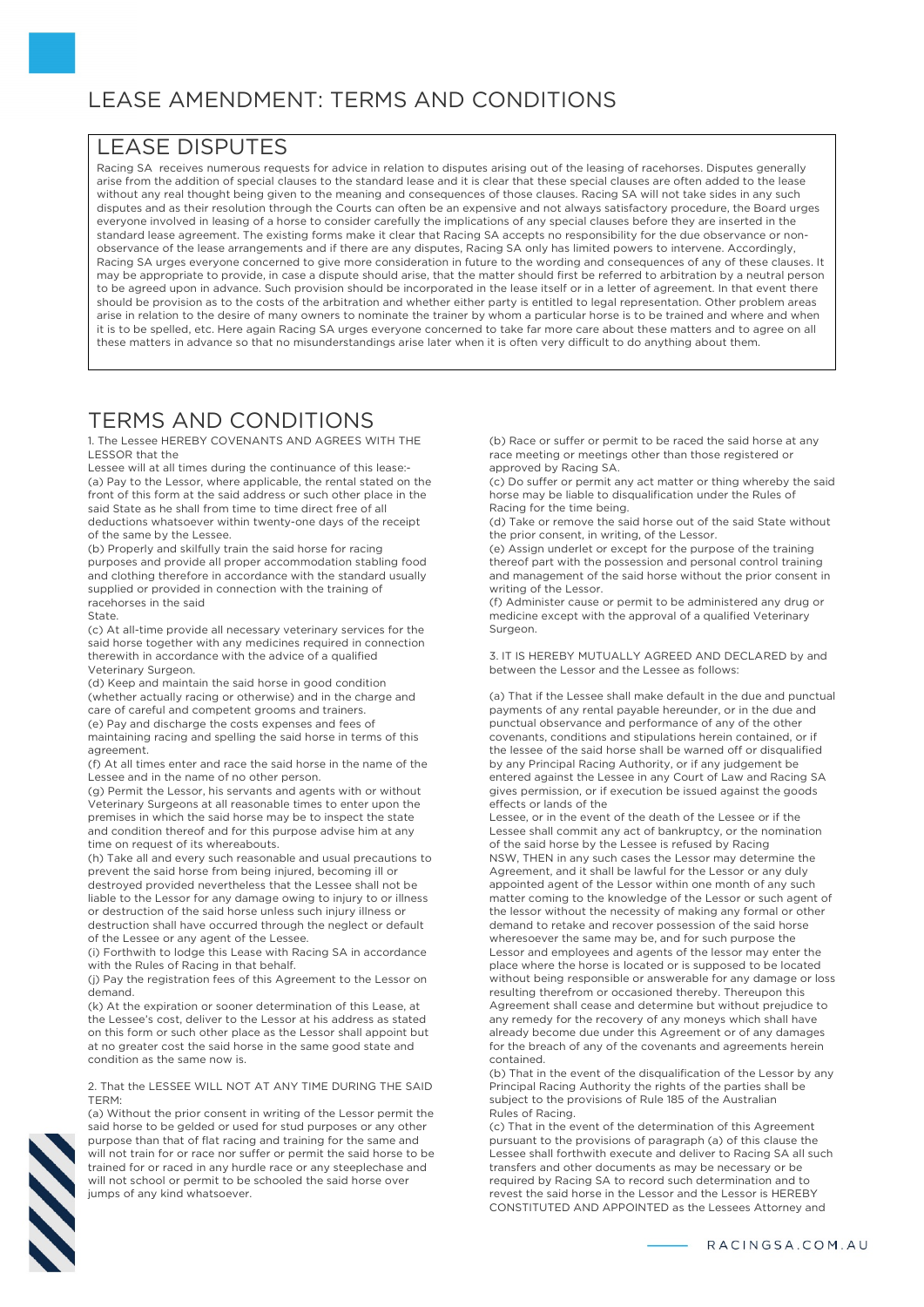# LEASE AMENDMENT: TERMS AND CONDITIONS

## LEASE DISPUTES

Racing SA receives numerous requests for advice in relation to disputes arising out of the leasing of racehorses. Disputes generally arise from the addition of special clauses to the standard lease and it is clear that these special clauses are often added to the lease without any real thought being given to the meaning and consequences of those clauses. Racing SA will not take sides in any such disputes and as their resolution through the Courts can often be an expensive and not always satisfactory procedure, the Board urges everyone involved in leasing of a horse to consider carefully the implications of any special clauses before they are inserted in the standard lease agreement. The existing forms make it clear that Racing SA accepts no responsibility for the due observance or non-observance of the lease arrangements and if there are any disputes, Racing SA only has limited powers to intervene. Accordingly, Racing SA urges everyone concerned to give more consideration in future to the wording and consequences of any of these clauses. It may be appropriate to provide, in case a dispute should arise, that the matter should first be referred to arbitration by a neutral person to be agreed upon in advance. Such provision should be incorporated in the lease itself or in a letter of agreement. In that event there should be provision as to the costs of the arbitration and whether either party is entitled to legal representation. Other problem areas arise in relation to the desire of many owners to nominate the trainer by whom a particular horse is to be trained and where and when it is to be spelled, etc. Here again Racing SA urges everyone concerned to take far more care about these matters and to agree on all these matters in advance so that no misunderstandings arise later when it is often very difficult to do anything about them.

## TERMS AND CONDITIONS

1. The Lessee HEREBY COVENANTS AND AGREES WITH THE LESSOR that the Lessee will at all times during the continuance of this lease:-

(a) Pay to the Lessor, where applicable, the rental stated on the front of this form at the said address or such other place in the said State as he shall from time to time direct free of all deductions whatsoever within twenty-one days of the receipt of the same by the Lessee.

(b) Properly and skilfully train the said horse for racing purposes and provide all proper accommodation stabling food and clothing therefore in accordance with the standard usually supplied or provided in connection with the training of racehorses in the said State.

(c) At all-time provide all necessary veterinary services for the said horse together with any medicines required in connection therewith in accordance with the advice of a qualified Veterinary Surgeon.

(d) Keep and maintain the said horse in good condition (whether actually racing or otherwise) and in the charge and care of careful and competent grooms and trainers.

(e) Pay and discharge the costs expenses and fees of maintaining racing and spelling the said horse in terms of this agreement.

(f) At all times enter and race the said horse in the name of the Lessee and in the name of no other person.

(g) Permit the Lessor, his servants and agents with or without Veterinary Surgeons at all reasonable times to enter upon the premises in which the said horse may be to inspect the state and condition thereof and for this purpose advise him at any time on request of its whereabouts.

(h) Take all and every such reasonable and usual precautions to prevent the said horse from being injured, becoming ill or destroyed provided nevertheless that the Lessee shall not be liable to the Lessor for any damage owing to injury to or illness or destruction of the said horse unless such injury illness or destruction shall have occurred through the neglect or default of the Lessee or any agent of the Lessee.

(i) Forthwith to lodge this Lease with Racing SA in accordance with the Rules of Racing in that behalf.

(j) Pay the registration fees of this Agreement to the Lessor on demand.

(k) At the expiration or sooner determination of this Lease, at the Lessee's cost, deliver to the Lessor at his address as stated on this form or such other place as the Lessor shall appoint but at no greater cost the said horse in the same good state and condition as the same now is.

2. That the LESSEE WILL NOT AT ANY TIME DURING THE SAID TERM:

(a) Without the prior consent in writing of the Lessor permit the said horse to be gelded or used for stud purposes or any other purpose than that of flat racing and training for the same and will not train for or race nor suffer or permit the said horse to be trained for or raced in any hurdle race or any steeplechase and will not school or permit to be schooled the said horse over jumps of any kind whatsoever.

(b) Race or suffer or permit to be raced the said horse at any race meeting or meetings other than those registered or approved by Racing SA.

(c) Do suffer or permit any act matter or thing whereby the said horse may be liable to disqualification under the Rules of Racing for the time being.

(d) Take or remove the said horse out of the said State without the prior consent, in writing, of the Lessor.

(e) Assign underlet or except for the purpose of the training thereof part with the possession and personal control training and management of the said horse without the prior consent in writing of the Lessor.

(f) Administer cause or permit to be administered any drug or medicine except with the approval of a qualified Veterinary Surgeon.

3. IT IS HEREBY MUTUALLY AGREED AND DECLARED by and between the Lessor and the Lessee as follows:

(a) That if the Lessee shall make default in the due and punctual payments of any rental payable hereunder, or in the due and punctual observance and performance of any of the other covenants, conditions and stipulations herein contained, or if the lessee of the said horse shall be warned off or disqualified by any Principal Racing Authority, or if any judgement be entered against the Lessee in any Court of Law and Racing SA gives permission, or if execution be issued against the goods effects or lands of the Lessee, or in the event of the death of the Lessee or if the Lessee shall commit any act of bankruptcy, or the nomination of the said horse by the Lessee is refused by Racing NSW, THEN in any such cases the Lessor may determine the Agreement, and it shall be lawful for the Lessor or any duly appointed agent of the Lessor within one month of any such matter coming to the knowledge of the Lessor or such agent of the lessor without the necessity of making any formal or other demand to retake and recover possession of the said horse wheresoever the same may be, and for such purpose the Lessor and employees and agents of the lessor may enter the place where the horse is located or is supposed to be located without being responsible or answerable for any damage or loss resulting therefrom or occasioned thereby. Thereupon this Agreement shall cease and determine but without prejudice to any remedy for the recovery of any moneys which shall have already become due under this Agreement or of any damages for the breach of any of the covenants and agreements herein contained.

(b) That in the event of the disqualification of the Lessor by any Principal Racing Authority the rights of the parties shall be subject to the provisions of Rule 185 of the Australian Rules of Racing.

(c) That in the event of the determination of this Agreement pursuant to the provisions of paragraph (a) of this clause the Lessee shall forthwith execute and deliver to Racing SA all such transfers and other documents as may be necessary or be required by Racing SA to record such determination and to revest the said horse in the Lessor and the Lessor is HEREBY CONSTITUTED AND APPOINTED as the Lessees Attorney and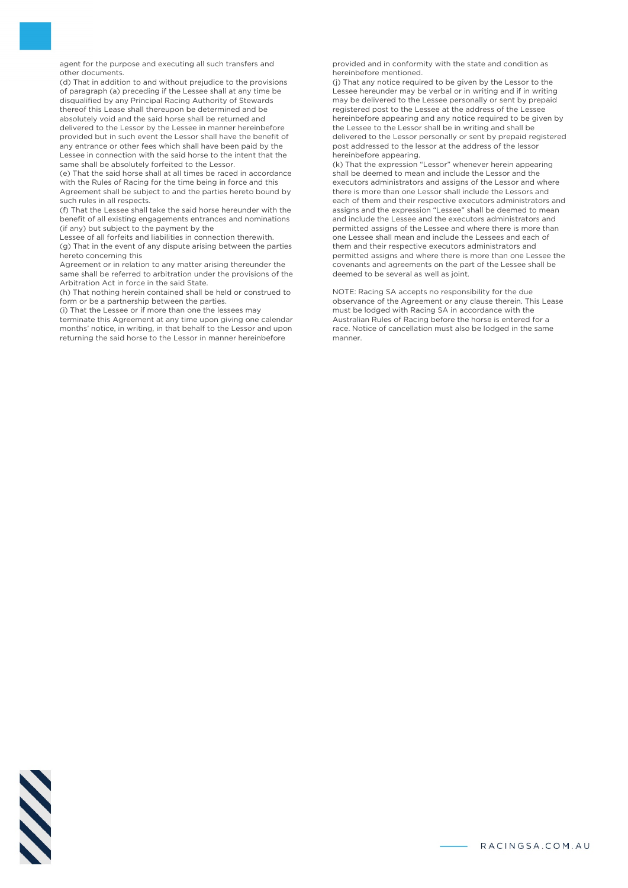agent for the purpose and executing all such transfers and other documents.

(d) That in addition to and without prejudice to the provisions of paragraph (a) preceding if the Lessee shall at any time be disqualified by any Principal Racing Authority of Stewards thereof this Lease shall thereupon be determined and be absolutely void and the said horse shall be returned and delivered to the Lessor by the Lessee in manner hereinbefore provided but in such event the Lessor shall have the benefit of any entrance or other fees which shall have been paid by the Lessee in connection with the said horse to the intent that the same shall be absolutely forfeited to the Lessor.

(e) That the said horse shall at all times be raced in accordance with the Rules of Racing for the time being in force and this Agreement shall be subject to and the parties hereto bound by such rules in all respects.

(f) That the Lessee shall take the said horse hereunder with the benefit of all existing engagements entrances and nominations (if any) but subject to the payment by the Lessee of all forfeits and liabilities in connection therewith.

(g) That in the event of any dispute arising between the parties hereto concerning this Agreement or in relation to any matter arising thereunder the same shall be referred to arbitration under the provisions of the Arbitration Act in force in the said State.

(h) That nothing herein contained shall be held or construed to form or be a partnership between the parties.

(i) That the Lessee or if more than one the lessees may terminate this Agreement at any time upon giving one calendar months' notice, in writing, in that behalf to the Lessor and upon returning the said horse to the Lessor in manner hereinbefore provided and in conformity with the state and condition as hereinbefore mentioned.

(j) That any notice required to be given by the Lessor to the Lessee hereunder may be verbal or in writing and if in writing may be delivered to the Lessee personally or sent by prepaid registered post to the Lessee at the address of the Lessee hereinbefore appearing and any notice required to be given by the Lessee to the Lessor shall be in writing and shall be delivered to the Lessor personally or sent by prepaid registered post addressed to the lessor at the address of the lessor hereinbefore appearing.

(k) That the expression "Lessor" whenever herein appearing shall be deemed to mean and include the Lessor and the executors administrators and assigns of the Lessor and where there is more than one Lessor shall include the Lessors and each of them and their respective executors administrators and assigns and the expression "Lessee" shall be deemed to mean and include the Lessee and the executors administrators and permitted assigns of the Lessee and where there is more than one Lessee shall mean and include the Lessees and each of them and their respective executors administrators and permitted assigns and where there is more than one Lessee the covenants and agreements on the part of the Lessee shall be deemed to be several as well as joint.

NOTE: Racing SA accepts no responsibility for the due observance of the Agreement or any clause therein. This Lease must be lodged with Racing SA in accordance with the Australian Rules of Racing before the horse is entered for a race. Notice of cancellation must also be lodged in the same manner.